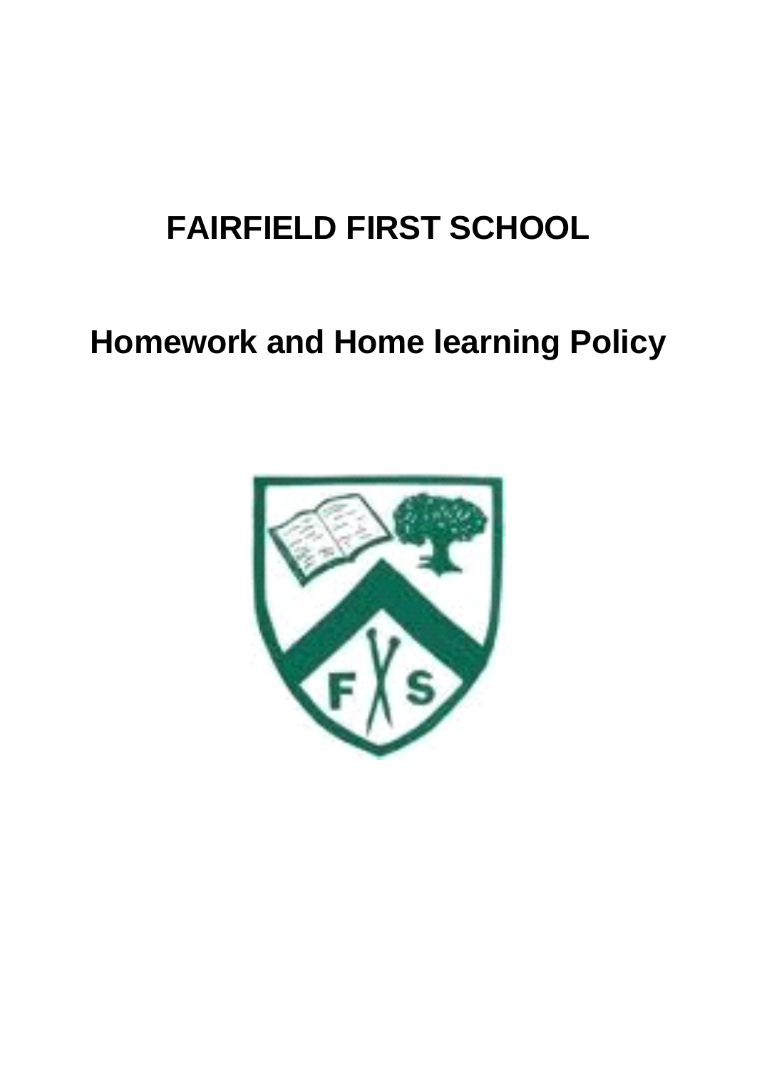# FAIRFIELD FIRST SCHOOL

## Homework and Home learning Policy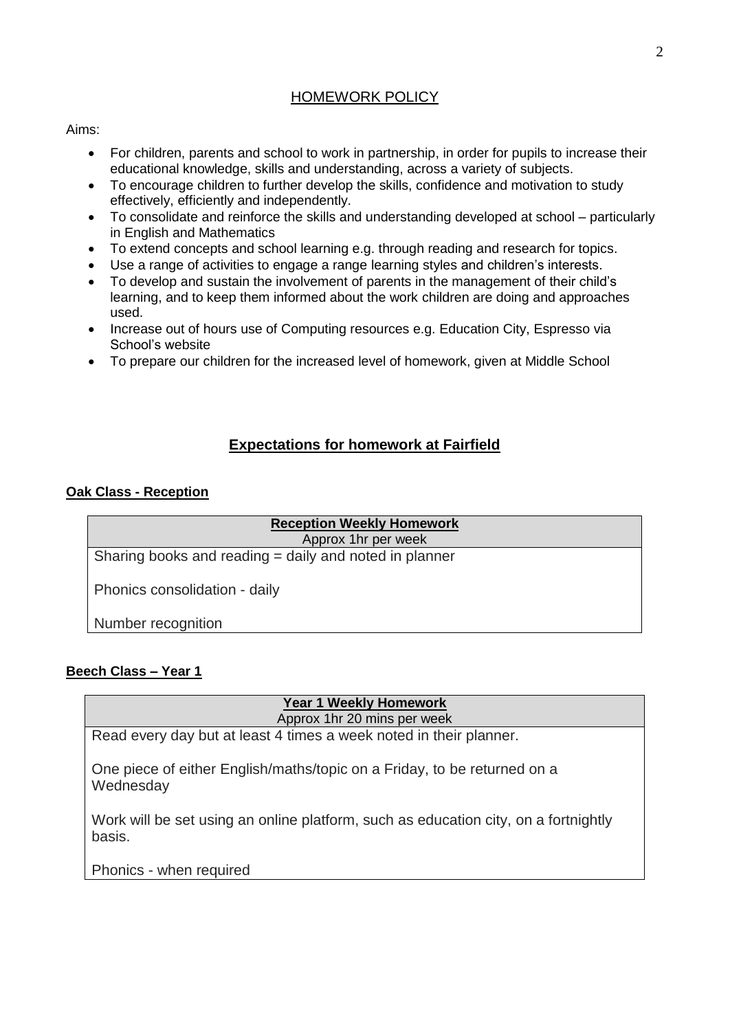## HOMEWORK POLICY

Aims:

- For children, parents and school to work in partnership, in order for pupils to increase their educational knowledge, skills and understanding, across a variety of subjects.
- To encourage children to further develop the skills, confidence and motivation to study effectively, efficiently and independently.
- To consolidate and reinforce the skills and understanding developed at school – particularly in English and Mathematics
- To extend concepts and school learning e.g. through reading and research for topics.
- Use a range of activities to engage a range learning styles and children's interests.
- To develop and sustain the involvement of parents in the management of their child's learning, and to keep them informed about the work children are doing and approaches used.
- Increase out of hours use of Computing resources e.g. Education City, Espresso via School's website
- To prepare our children for the increased level of homework, given at Middle School

## **Expectations for homework at Fairfield**

### **Oak Class - Reception**

| **Reception Weekly Homework**<br>Approx 1hr per week |
|---|
| Sharing books and reading = daily and noted in planner<br><br>Phonics consolidation - daily<br><br>Number recognition |

### **Beech Class – Year 1**

| **Year 1 Weekly Homework**<br>Approx 1hr 20 mins per week |
|---|
| Read every day but at least 4 times a week noted in their planner.<br><br>One piece of either English/maths/topic on a Friday, to be returned on a Wednesday<br><br>Work will be set using an online platform, such as education city, on a fortnightly basis.<br><br>Phonics - when required |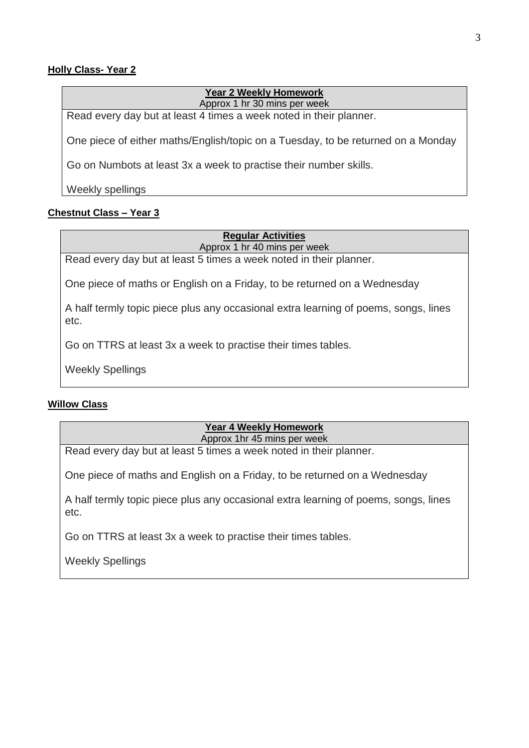**Holly Class- Year 2**

| **Year 2 Weekly Homework**<br>Approx 1 hr 30 mins per week |
|---|
| Read every day but at least 4 times a week noted in their planner.<br><br>One piece of either maths/English/topic on a Tuesday, to be returned on a Monday<br><br>Go on Numbots at least 3x a week to practise their number skills.<br><br>Weekly spellings |

**Chestnut Class – Year 3**

| **Regular Activities**<br>Approx 1 hr 40 mins per week |
|---|
| Read every day but at least 5 times a week noted in their planner.<br><br>One piece of maths or English on a Friday, to be returned on a Wednesday<br><br>A half termly topic piece plus any occasional extra learning of poems, songs, lines etc.<br><br>Go on TTRS at least 3x a week to practise their times tables.<br><br>Weekly Spellings |

**Willow Class**

| **Year 4 Weekly Homework**<br>Approx 1hr 45 mins per week |
|---|
| Read every day but at least 5 times a week noted in their planner.<br><br>One piece of maths and English on a Friday, to be returned on a Wednesday<br><br>A half termly topic piece plus any occasional extra learning of poems, songs, lines etc.<br><br>Go on TTRS at least 3x a week to practise their times tables.<br><br>Weekly Spellings |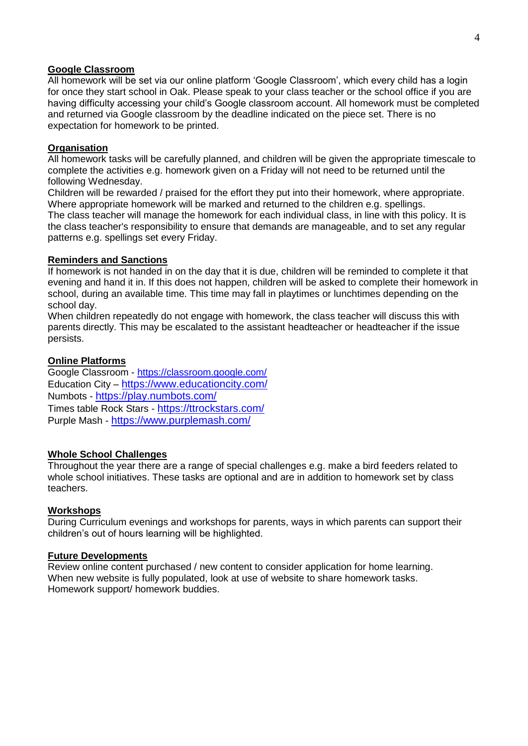**Google Classroom**

All homework will be set via our online platform 'Google Classroom', which every child has a login for once they start school in Oak. Please speak to your class teacher or the school office if you are having difficulty accessing your child's Google classroom account. All homework must be completed and returned via Google classroom by the deadline indicated on the piece set. There is no expectation for homework to be printed.

**Organisation**

All homework tasks will be carefully planned, and children will be given the appropriate timescale to complete the activities e.g. homework given on a Friday will not need to be returned until the following Wednesday.

Children will be rewarded / praised for the effort they put into their homework, where appropriate. Where appropriate homework will be marked and returned to the children e.g. spellings.

The class teacher will manage the homework for each individual class, in line with this policy. It is the class teacher's responsibility to ensure that demands are manageable, and to set any regular patterns e.g. spellings set every Friday.

**Reminders and Sanctions**

If homework is not handed in on the day that it is due, children will be reminded to complete it that evening and hand it in. If this does not happen, children will be asked to complete their homework in school, during an available time. This time may fall in playtimes or lunchtimes depending on the school day.

When children repeatedly do not engage with homework, the class teacher will discuss this with parents directly. This may be escalated to the assistant headteacher or headteacher if the issue persists.

**Online Platforms**

Google Classroom - https://classroom.google.com/
Education City – https://www.educationcity.com/
Numbots - https://play.numbots.com/
Times table Rock Stars - https://ttrockstars.com/
Purple Mash - https://www.purplemash.com/

**Whole School Challenges**

Throughout the year there are a range of special challenges e.g. make a bird feeders related to whole school initiatives. These tasks are optional and are in addition to homework set by class teachers.

**Workshops**

During Curriculum evenings and workshops for parents, ways in which parents can support their children's out of hours learning will be highlighted.

**Future Developments**

Review online content purchased / new content to consider application for home learning.
When new website is fully populated, look at use of website to share homework tasks.
Homework support/ homework buddies.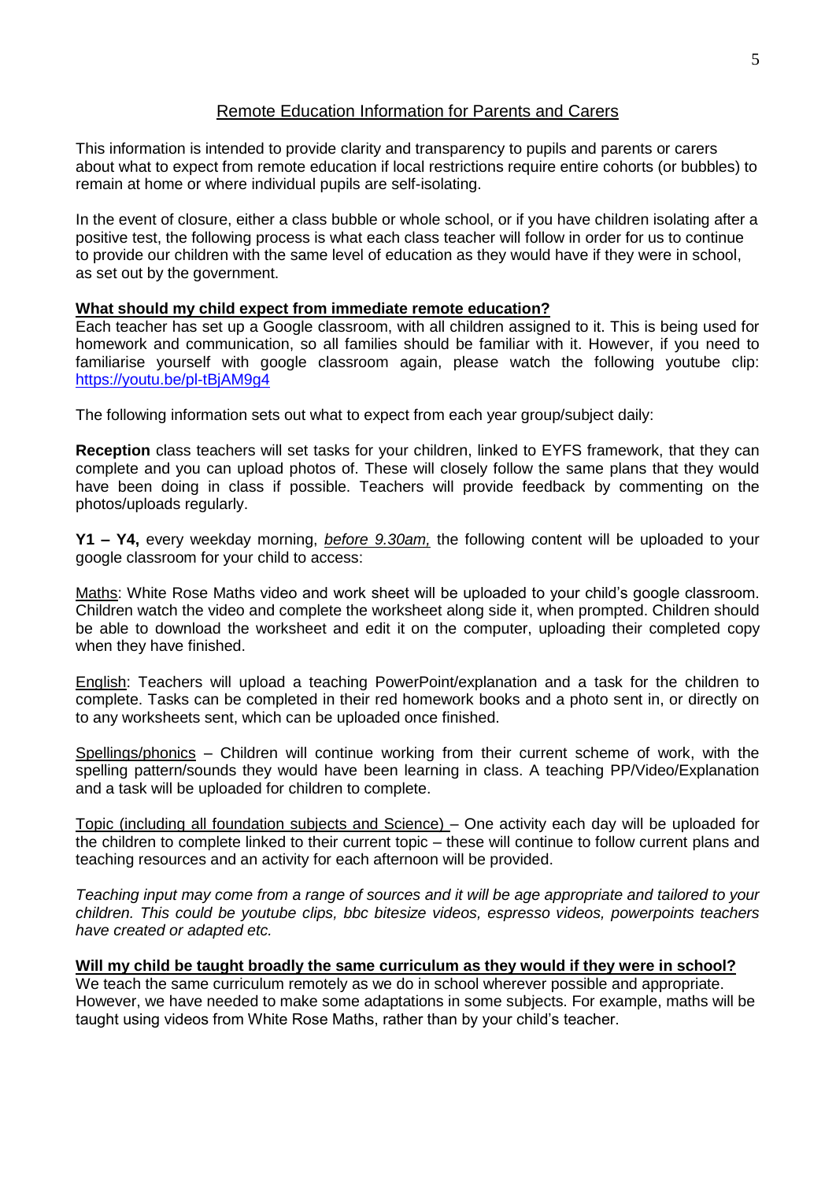## Remote Education Information for Parents and Carers

This information is intended to provide clarity and transparency to pupils and parents or carers about what to expect from remote education if local restrictions require entire cohorts (or bubbles) to remain at home or where individual pupils are self-isolating.

In the event of closure, either a class bubble or whole school, or if you have children isolating after a positive test, the following process is what each class teacher will follow in order for us to continue to provide our children with the same level of education as they would have if they were in school, as set out by the government.

**What should my child expect from immediate remote education?**

Each teacher has set up a Google classroom, with all children assigned to it. This is being used for homework and communication, so all families should be familiar with it. However, if you need to familiarise yourself with google classroom again, please watch the following youtube clip: https://youtu.be/pl-tBjAM9g4

The following information sets out what to expect from each year group/subject daily:

**Reception** class teachers will set tasks for your children, linked to EYFS framework, that they can complete and you can upload photos of. These will closely follow the same plans that they would have been doing in class if possible. Teachers will provide feedback by commenting on the photos/uploads regularly.

**Y1 – Y4,** every weekday morning, *before 9.30am,* the following content will be uploaded to your google classroom for your child to access:

Maths: White Rose Maths video and work sheet will be uploaded to your child's google classroom. Children watch the video and complete the worksheet along side it, when prompted. Children should be able to download the worksheet and edit it on the computer, uploading their completed copy when they have finished.

English: Teachers will upload a teaching PowerPoint/explanation and a task for the children to complete. Tasks can be completed in their red homework books and a photo sent in, or directly on to any worksheets sent, which can be uploaded once finished.

Spellings/phonics – Children will continue working from their current scheme of work, with the spelling pattern/sounds they would have been learning in class. A teaching PP/Video/Explanation and a task will be uploaded for children to complete.

Topic (including all foundation subjects and Science) – One activity each day will be uploaded for the children to complete linked to their current topic – these will continue to follow current plans and teaching resources and an activity for each afternoon will be provided.

*Teaching input may come from a range of sources and it will be age appropriate and tailored to your children. This could be youtube clips, bbc bitesize videos, espresso videos, powerpoints teachers have created or adapted etc.*

**Will my child be taught broadly the same curriculum as they would if they were in school?**

We teach the same curriculum remotely as we do in school wherever possible and appropriate. However, we have needed to make some adaptations in some subjects. For example, maths will be taught using videos from White Rose Maths, rather than by your child's teacher.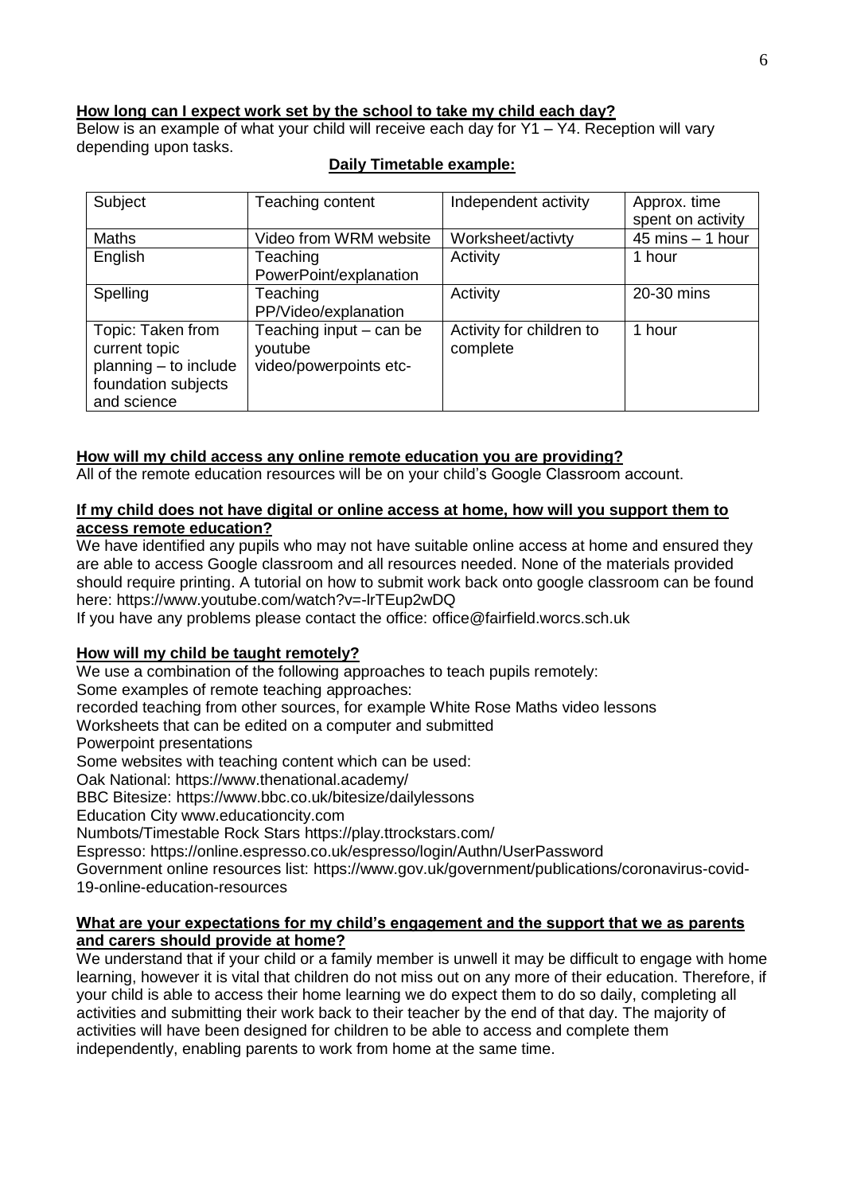**How long can I expect work set by the school to take my child each day?**

Below is an example of what your child will receive each day for Y1 – Y4. Reception will vary depending upon tasks.

**Daily Timetable example:**

| Subject | Teaching content | Independent activity | Approx. time spent on activity |
|---|---|---|---|
| Maths | Video from WRM website | Worksheet/activty | 45 mins – 1 hour |
| English | Teaching PowerPoint/explanation | Activity | 1 hour |
| Spelling | Teaching PP/Video/explanation | Activity | 20-30 mins |
| Topic: Taken from current topic planning – to include foundation subjects and science | Teaching input – can be youtube video/powerpoints etc- | Activity for children to complete | 1 hour |

**How will my child access any online remote education you are providing?**

All of the remote education resources will be on your child's Google Classroom account.

**If my child does not have digital or online access at home, how will you support them to access remote education?**

We have identified any pupils who may not have suitable online access at home and ensured they are able to access Google classroom and all resources needed. None of the materials provided should require printing. A tutorial on how to submit work back onto google classroom can be found here: https://www.youtube.com/watch?v=-lrTEup2wDQ

If you have any problems please contact the office: office@fairfield.worcs.sch.uk

**How will my child be taught remotely?**

We use a combination of the following approaches to teach pupils remotely:

Some examples of remote teaching approaches:

recorded teaching from other sources, for example White Rose Maths video lessons

Worksheets that can be edited on a computer and submitted

Powerpoint presentations

Some websites with teaching content which can be used:

Oak National: https://www.thenational.academy/

BBC Bitesize: https://www.bbc.co.uk/bitesize/dailylessons

Education City www.educationcity.com

Numbots/Timestable Rock Stars https://play.ttrockstars.com/

Espresso: https://online.espresso.co.uk/espresso/login/Authn/UserPassword

Government online resources list: https://www.gov.uk/government/publications/coronavirus-covid-19-online-education-resources

**What are your expectations for my child's engagement and the support that we as parents and carers should provide at home?**

We understand that if your child or a family member is unwell it may be difficult to engage with home learning, however it is vital that children do not miss out on any more of their education. Therefore, if your child is able to access their home learning we do expect them to do so daily, completing all activities and submitting their work back to their teacher by the end of that day. The majority of activities will have been designed for children to be able to access and complete them independently, enabling parents to work from home at the same time.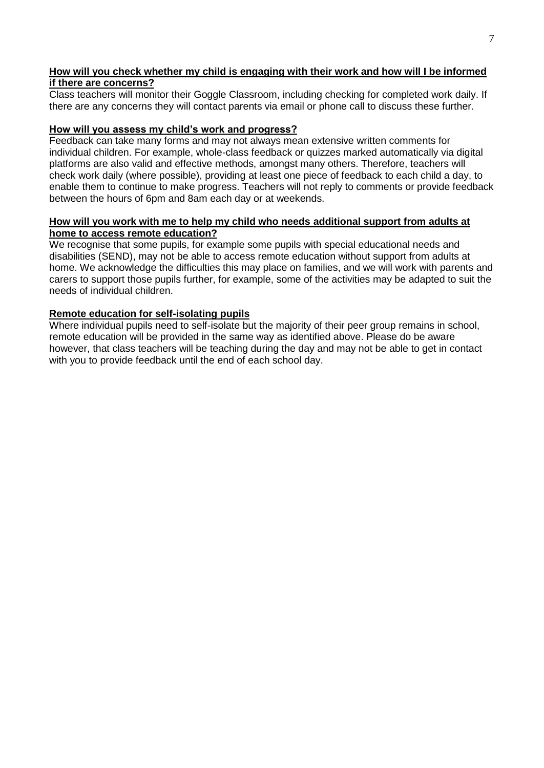**How will you check whether my child is engaging with their work and how will I be informed if there are concerns?**

Class teachers will monitor their Goggle Classroom, including checking for completed work daily. If there are any concerns they will contact parents via email or phone call to discuss these further.

**How will you assess my child's work and progress?**

Feedback can take many forms and may not always mean extensive written comments for individual children. For example, whole-class feedback or quizzes marked automatically via digital platforms are also valid and effective methods, amongst many others. Therefore, teachers will check work daily (where possible), providing at least one piece of feedback to each child a day, to enable them to continue to make progress. Teachers will not reply to comments or provide feedback between the hours of 6pm and 8am each day or at weekends.

**How will you work with me to help my child who needs additional support from adults at home to access remote education?**

We recognise that some pupils, for example some pupils with special educational needs and disabilities (SEND), may not be able to access remote education without support from adults at home. We acknowledge the difficulties this may place on families, and we will work with parents and carers to support those pupils further, for example, some of the activities may be adapted to suit the needs of individual children.

**Remote education for self-isolating pupils**

Where individual pupils need to self-isolate but the majority of their peer group remains in school, remote education will be provided in the same way as identified above. Please do be aware however, that class teachers will be teaching during the day and may not be able to get in contact with you to provide feedback until the end of each school day.